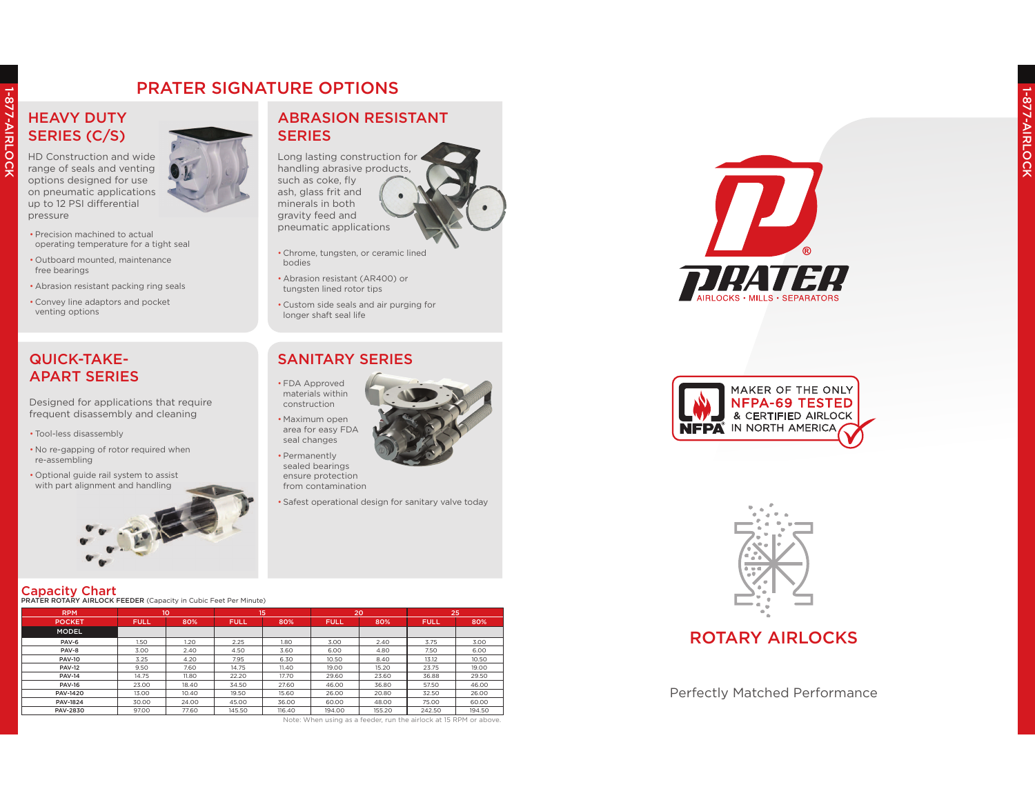# PRATER SIGNATURE OPTIONS

## HEAVY DUTY SERIES (C/S)

HD Construction and wide range of seals and venting options designed for use on pneumatic applications up to 12 PSI differential pressure

- Precision machined to actual operating temperature for a tight seal
- Outboard mounted, maintenance free bearings
- Abrasion resistant packing ring seals
- Convey line adaptors and pocket venting options

## ABRASION RESISTANT SERIES

Long lasting construction for handling abrasive products, such as coke, fly ash, glass frit and minerals in both gravity feed and pneumatic applications

- Chrome, tungsten, or ceramic lined bodies
- Abrasion resistant (AR400) or tungsten lined rotor tips
- Custom side seals and air purging for longer shaft seal life

## QUICK-TAKE-APART SERIES

Designed for applications that require frequent disassembly and cleaning

- Tool-less disassembly
- No re-gapping of rotor required when re-assembling
- Optional guide rail system to assist with part alignment and handling

## SANITARY SERIES

- FDA Approved materials within construction
- Maximum open area for easy FDA seal changes
- Permanently sealed bearings ensure protection from contamination
- Safest operational design for sanitary valve today

## Capacity Chart

**PRATER ROTARY AIRLOCK FEEDER** (Capacity in Cubic Feet Per Minute)

| RPM | 10 | | 15 | | 20 | | 25 | |
|---|---|---|---|---|---|---|---|---|
| POCKET | FULL | 80% | FULL | 80% | FULL | 80% | FULL | 80% |
| MODEL | | | | | | | | |
| PAV-6 | 1.50 | 1.20 | 2.25 | 1.80 | 3.00 | 2.40 | 3.75 | 3.00 |
| PAV-8 | 3.00 | 2.40 | 4.50 | 3.60 | 6.00 | 4.80 | 7.50 | 6.00 |
| PAV-10 | 3.25 | 4.20 | 7.95 | 6.30 | 10.50 | 8.40 | 13.12 | 10.50 |
| PAV-12 | 9.50 | 7.60 | 14.75 | 11.40 | 19.00 | 15.20 | 23.75 | 19.00 |
| PAV-14 | 14.75 | 11.80 | 22.20 | 17.70 | 29.60 | 23.60 | 36.88 | 29.50 |
| PAV-16 | 23.00 | 18.40 | 34.50 | 27.60 | 46.00 | 36.80 | 57.50 | 46.00 |
| PAV-1420 | 13.00 | 10.40 | 19.50 | 15.60 | 26.00 | 20.80 | 32.50 | 26.00 |
| PAV-1824 | 30.00 | 24.00 | 45.00 | 36.00 | 60.00 | 48.00 | 75.00 | 60.00 |
| PAV-2830 | 97.00 | 77.60 | 145.50 | 116.40 | 194.00 | 155.20 | 242.50 | 194.50 |

Note: When using as a feeder, run the airlock at 15 RPM or above.

PRATER®

AIRLOCKS • MILLS • SEPARATORS

MAKER OF THE ONLY NFPA-69 TESTED & CERTIFIED AIRLOCK IN NORTH AMERICA

# ROTARY AIRLOCKS

Perfectly Matched Performance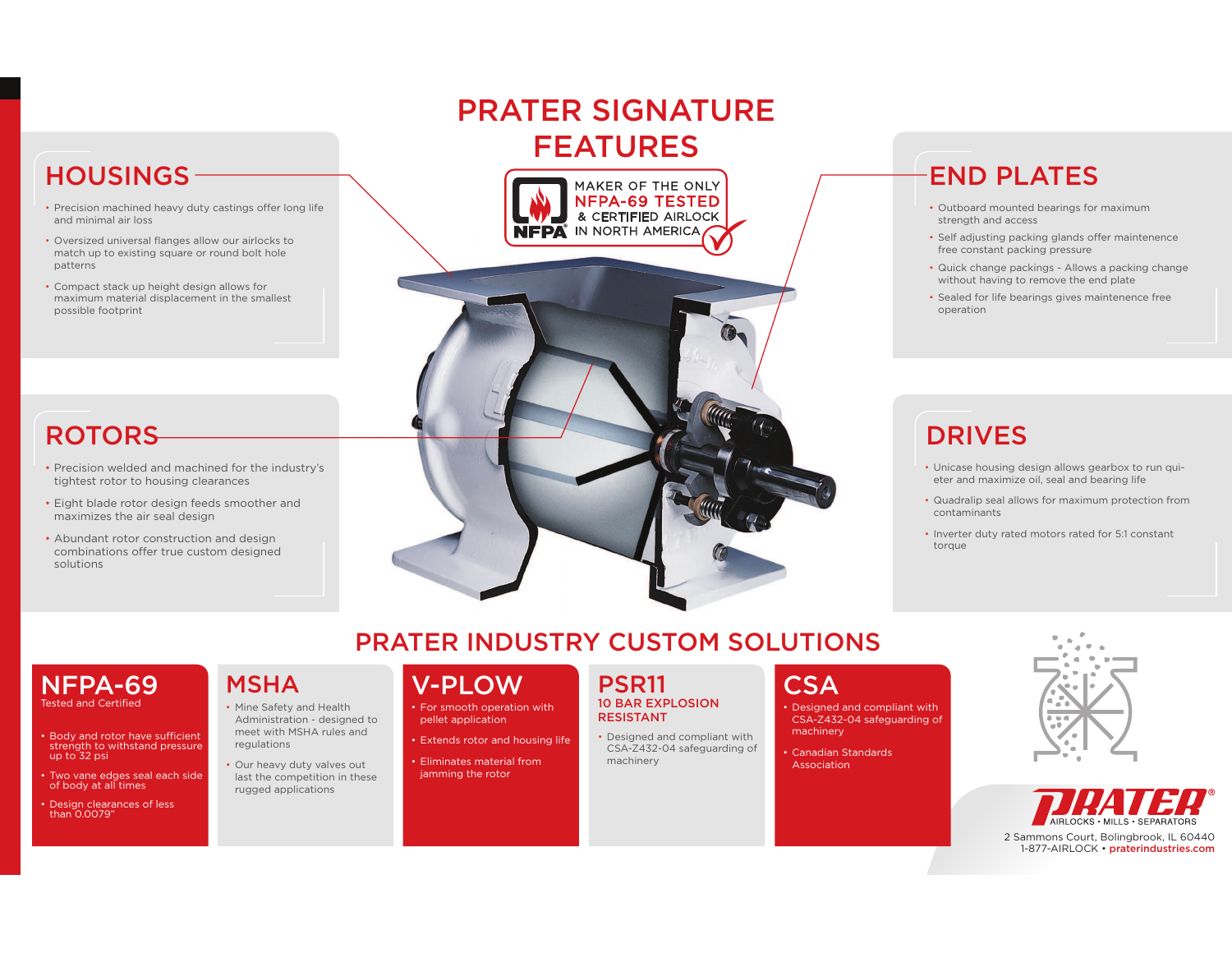# PRATER SIGNATURE FEATURES

MAKER OF THE ONLY NFPA-69 TESTED & CERTIFIED AIRLOCK IN NORTH AMERICA

## HOUSINGS

- Precision machined heavy duty castings offer long life and minimal air loss
- Oversized universal flanges allow our airlocks to match up to existing square or round bolt hole patterns
- Compact stack up height design allows for maximum material displacement in the smallest possible footprint

## ROTORS

- Precision welded and machined for the industry's tightest rotor to housing clearances
- Eight blade rotor design feeds smoother and maximizes the air seal design
- Abundant rotor construction and design combinations offer true custom designed solutions

## END PLATES

- Outboard mounted bearings for maximum strength and access
- Self adjusting packing glands offer maintenence free constant packing pressure
- Quick change packings - Allows a packing change without having to remove the end plate
- Sealed for life bearings gives maintenence free operation

## DRIVES

- Unicase housing design allows gearbox to run quieter and maximize oil, seal and bearing life
- Quadralip seal allows for maximum protection from contaminants
- Inverter duty rated motors rated for 5:1 constant torque

# PRATER INDUSTRY CUSTOM SOLUTIONS

## NFPA-69

Tested and Certified

- Body and rotor have sufficient strength to withstand pressure up to 32 psi
- Two vane edges seal each side of body at all times
- Design clearances of less than 0.0079"

## MSHA

- Mine Safety and Health Administration - designed to meet with MSHA rules and regulations
- Our heavy duty valves out last the competition in these rugged applications

## V-PLOW

- For smooth operation with pellet application
- Extends rotor and housing life
- Eliminates material from jamming the rotor

## PSR11

10 BAR EXPLOSION RESISTANT

- Designed and compliant with CSA-Z432-04 safeguarding of machinery

## CSA

- Designed and compliant with CSA-Z432-04 safeguarding of machinery
- Canadian Standards Association

PRATER®
AIRLOCKS • MILLS • SEPARATORS

2 Sammons Court, Bolingbrook, IL 60440
1-877-AIRLOCK • praterindustries.com